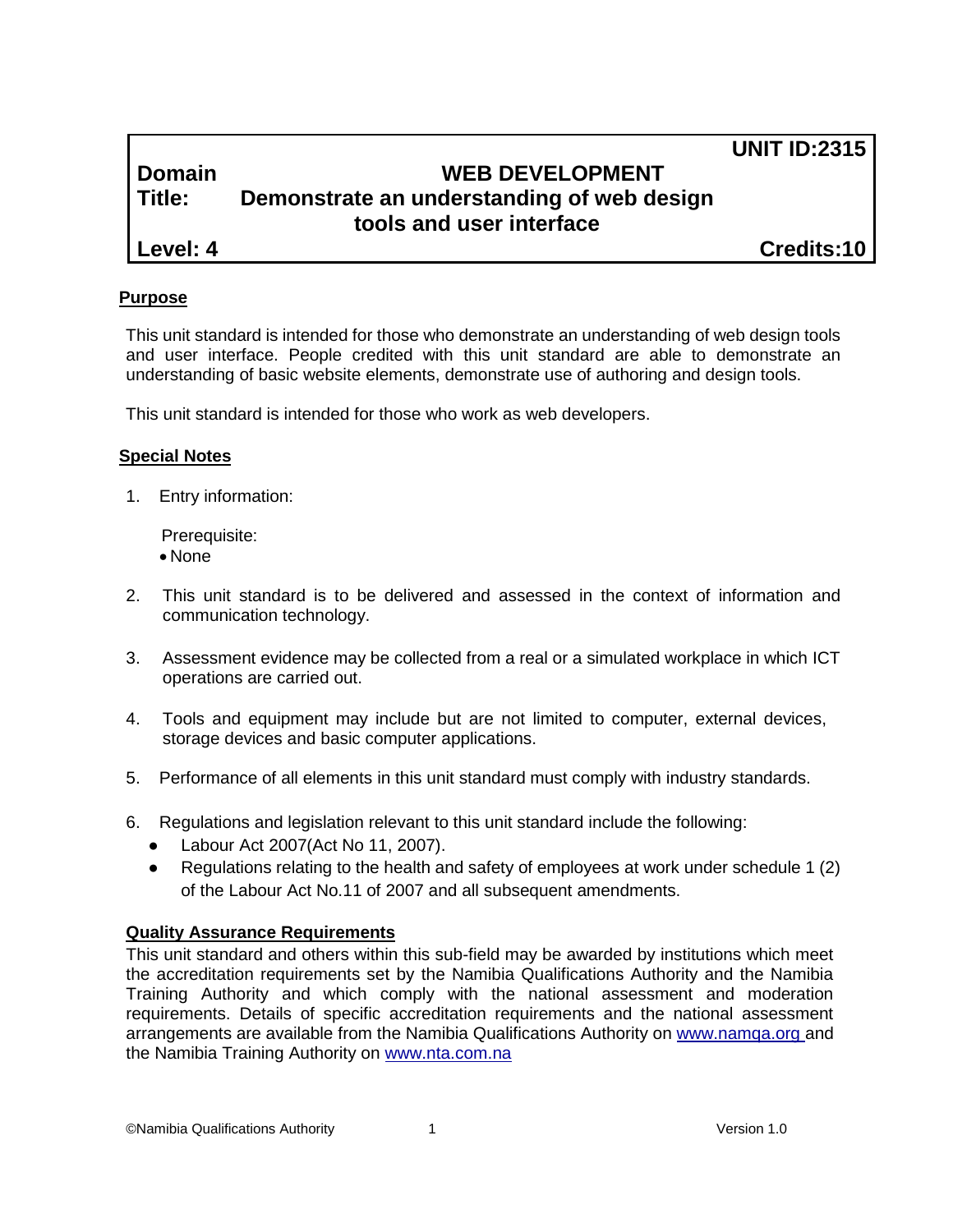| | | UNIT ID:2315 |
|---|---|---|
| **Domain** | **WEB DEVELOPMENT** | |
| **Title:** | **Demonstrate an understanding of web design tools and user interface** | |
| **Level: 4** | | **Credits:10** |

## Purpose

This unit standard is intended for those who demonstrate an understanding of web design tools and user interface. People credited with this unit standard are able to demonstrate an understanding of basic website elements, demonstrate use of authoring and design tools.

This unit standard is intended for those who work as web developers.

## Special Notes

1. Entry information:

   Prerequisite:
   - None

2. This unit standard is to be delivered and assessed in the context of information and communication technology.

3. Assessment evidence may be collected from a real or a simulated workplace in which ICT operations are carried out.

4. Tools and equipment may include but are not limited to computer, external devices, storage devices and basic computer applications.

5. Performance of all elements in this unit standard must comply with industry standards.

6. Regulations and legislation relevant to this unit standard include the following:
   - Labour Act 2007(Act No 11, 2007).
   - Regulations relating to the health and safety of employees at work under schedule 1 (2) of the Labour Act No.11 of 2007 and all subsequent amendments.

## Quality Assurance Requirements

This unit standard and others within this sub-field may be awarded by institutions which meet the accreditation requirements set by the Namibia Qualifications Authority and the Namibia Training Authority and which comply with the national assessment and moderation requirements. Details of specific accreditation requirements and the national assessment arrangements are available from the Namibia Qualifications Authority on www.namqa.org and the Namibia Training Authority on www.nta.com.na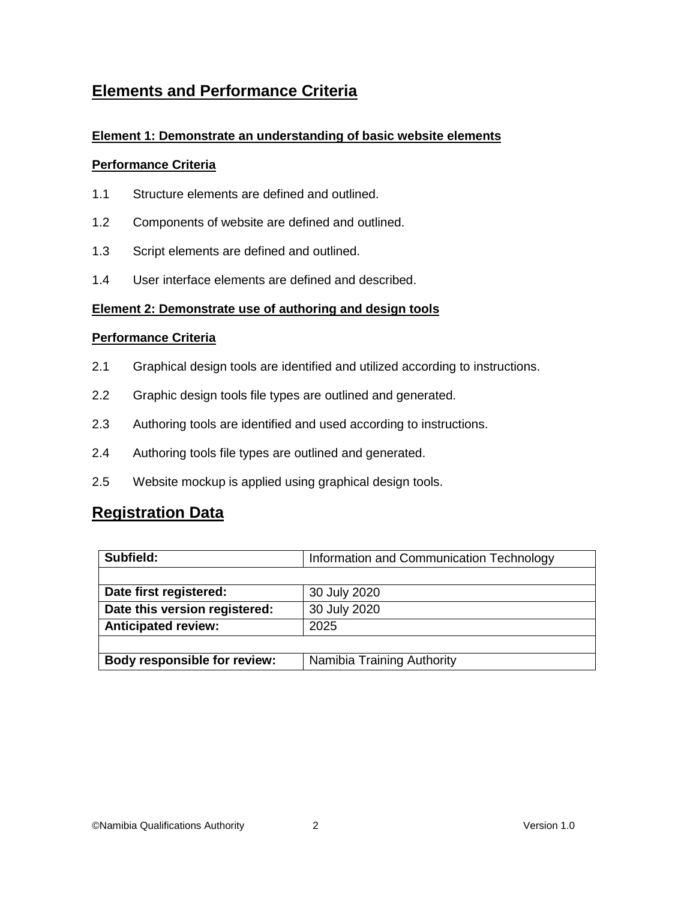## Elements and Performance Criteria

### Element 1: Demonstrate an understanding of basic website elements

**Performance Criteria**

1.1 Structure elements are defined and outlined.

1.2 Components of website are defined and outlined.

1.3 Script elements are defined and outlined.

1.4 User interface elements are defined and described.

### Element 2: Demonstrate use of authoring and design tools

**Performance Criteria**

2.1 Graphical design tools are identified and utilized according to instructions.

2.2 Graphic design tools file types are outlined and generated.

2.3 Authoring tools are identified and used according to instructions.

2.4 Authoring tools file types are outlined and generated.

2.5 Website mockup is applied using graphical design tools.

## Registration Data

| | |
|---|---|
| **Subfield:** | Information and Communication Technology |
| | |
| **Date first registered:** | 30 July 2020 |
| **Date this version registered:** | 30 July 2020 |
| **Anticipated review:** | 2025 |
| | |
| **Body responsible for review:** | Namibia Training Authority |